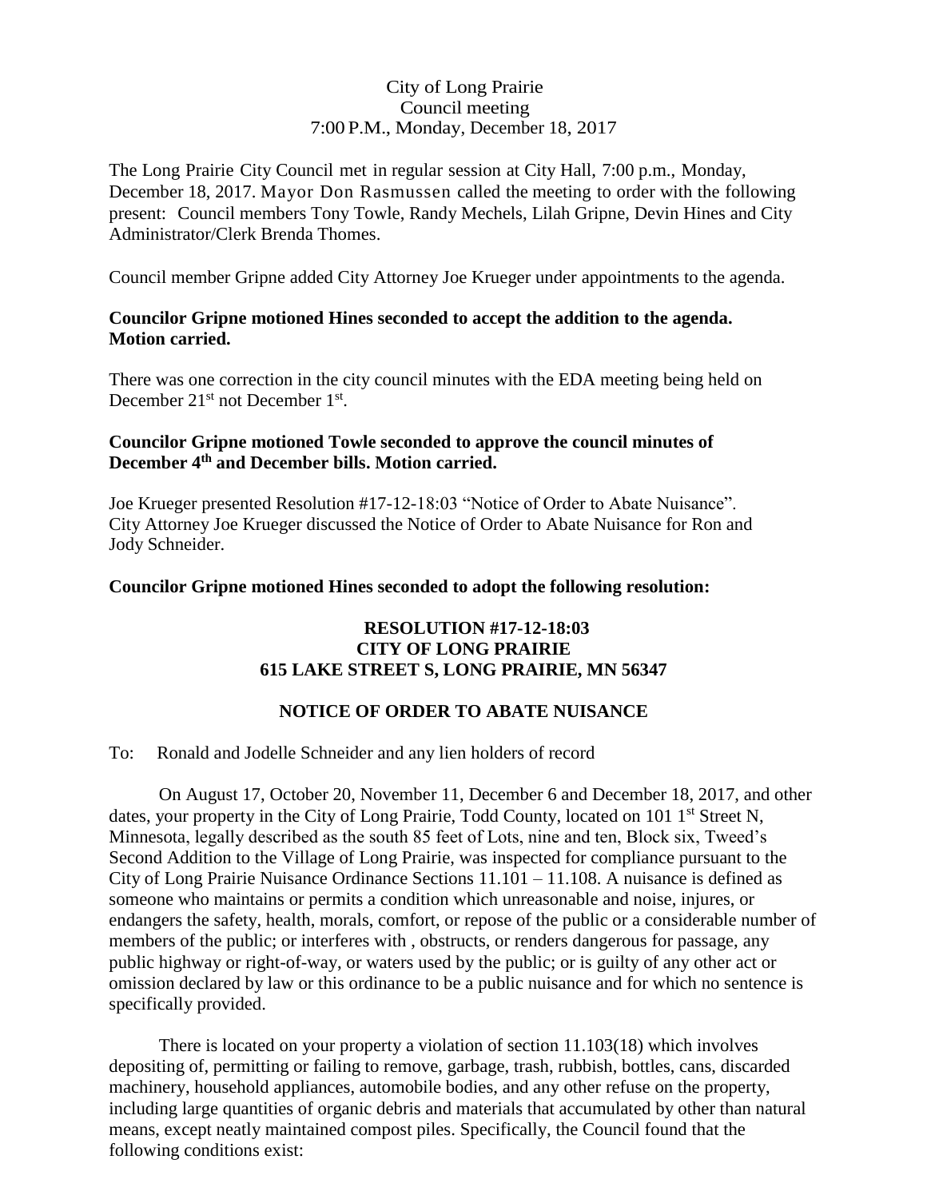City of Long Prairie
Council meeting
7:00 P.M., Monday, December 18, 2017

The Long Prairie City Council met in regular session at City Hall, 7:00 p.m., Monday, December 18, 2017. Mayor Don Rasmussen called the meeting to order with the following present: Council members Tony Towle, Randy Mechels, Lilah Gripne, Devin Hines and City Administrator/Clerk Brenda Thomes.

Council member Gripne added City Attorney Joe Krueger under appointments to the agenda.

**Councilor Gripne motioned Hines seconded to accept the addition to the agenda. Motion carried.**

There was one correction in the city council minutes with the EDA meeting being held on December 21st not December 1st.

**Councilor Gripne motioned Towle seconded to approve the council minutes of December 4th and December bills. Motion carried.**

Joe Krueger presented Resolution #17-12-18:03 "Notice of Order to Abate Nuisance". City Attorney Joe Krueger discussed the Notice of Order to Abate Nuisance for Ron and Jody Schneider.

**Councilor Gripne motioned Hines seconded to adopt the following resolution:**

**RESOLUTION #17-12-18:03**
**CITY OF LONG PRAIRIE**
**615 LAKE STREET S, LONG PRAIRIE, MN 56347**

**NOTICE OF ORDER TO ABATE NUISANCE**

To: Ronald and Jodelle Schneider and any lien holders of record

On August 17, October 20, November 11, December 6 and December 18, 2017, and other dates, your property in the City of Long Prairie, Todd County, located on 101 1st Street N, Minnesota, legally described as the south 85 feet of Lots, nine and ten, Block six, Tweed's Second Addition to the Village of Long Prairie, was inspected for compliance pursuant to the City of Long Prairie Nuisance Ordinance Sections 11.101 – 11.108. A nuisance is defined as someone who maintains or permits a condition which unreasonable and noise, injures, or endangers the safety, health, morals, comfort, or repose of the public or a considerable number of members of the public; or interferes with , obstructs, or renders dangerous for passage, any public highway or right-of-way, or waters used by the public; or is guilty of any other act or omission declared by law or this ordinance to be a public nuisance and for which no sentence is specifically provided.

There is located on your property a violation of section 11.103(18) which involves depositing of, permitting or failing to remove, garbage, trash, rubbish, bottles, cans, discarded machinery, household appliances, automobile bodies, and any other refuse on the property, including large quantities of organic debris and materials that accumulated by other than natural means, except neatly maintained compost piles. Specifically, the Council found that the following conditions exist: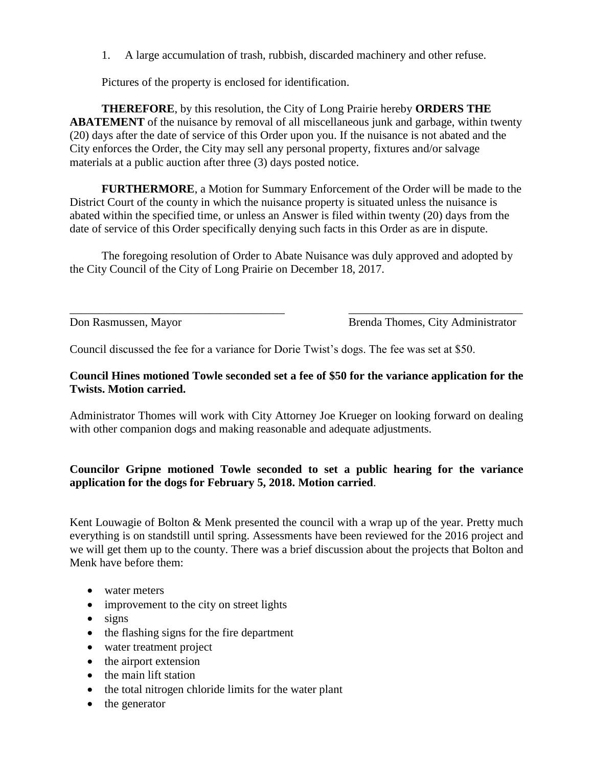1. A large accumulation of trash, rubbish, discarded machinery and other refuse.

Pictures of the property is enclosed for identification.

**THEREFORE**, by this resolution, the City of Long Prairie hereby **ORDERS THE ABATEMENT** of the nuisance by removal of all miscellaneous junk and garbage, within twenty (20) days after the date of service of this Order upon you. If the nuisance is not abated and the City enforces the Order, the City may sell any personal property, fixtures and/or salvage materials at a public auction after three (3) days posted notice.

**FURTHERMORE**, a Motion for Summary Enforcement of the Order will be made to the District Court of the county in which the nuisance property is situated unless the nuisance is abated within the specified time, or unless an Answer is filed within twenty (20) days from the date of service of this Order specifically denying such facts in this Order as are in dispute.

The foregoing resolution of Order to Abate Nuisance was duly approved and adopted by the City Council of the City of Long Prairie on December 18, 2017.

_____________________________________ _____________________________

Don Rasmussen, Mayor Brenda Thomes, City Administrator

Council discussed the fee for a variance for Dorie Twist's dogs. The fee was set at $50.

**Council Hines motioned Towle seconded set a fee of $50 for the variance application for the Twists. Motion carried.**

Administrator Thomes will work with City Attorney Joe Krueger on looking forward on dealing with other companion dogs and making reasonable and adequate adjustments.

**Councilor Gripne motioned Towle seconded to set a public hearing for the variance application for the dogs for February 5, 2018. Motion carried**.

Kent Louwagie of Bolton & Menk presented the council with a wrap up of the year. Pretty much everything is on standstill until spring. Assessments have been reviewed for the 2016 project and we will get them up to the county. There was a brief discussion about the projects that Bolton and Menk have before them:

- water meters
- improvement to the city on street lights
- signs
- the flashing signs for the fire department
- water treatment project
- the airport extension
- the main lift station
- the total nitrogen chloride limits for the water plant
- the generator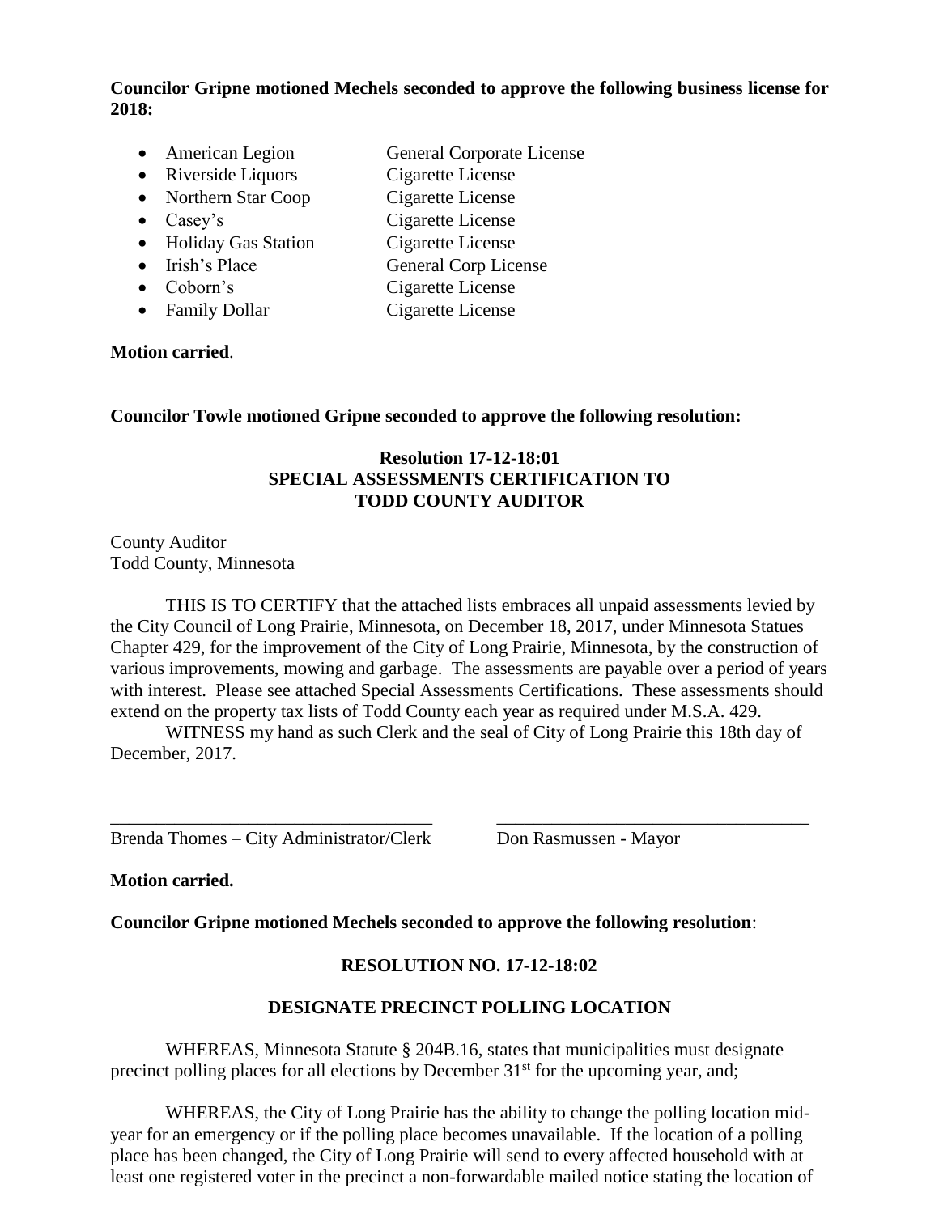**Councilor Gripne motioned Mechels seconded to approve the following business license for 2018:**

| | |
|---|---|
| • American Legion | General Corporate License |
| • Riverside Liquors | Cigarette License |
| • Northern Star Coop | Cigarette License |
| • Casey's | Cigarette License |
| • Holiday Gas Station | Cigarette License |
| • Irish's Place | General Corp License |
| • Coborn's | Cigarette License |
| • Family Dollar | Cigarette License |

**Motion carried**.

**Councilor Towle motioned Gripne seconded to approve the following resolution:**

**Resolution 17-12-18:01**
**SPECIAL ASSESSMENTS CERTIFICATION TO TODD COUNTY AUDITOR**

County Auditor
Todd County, Minnesota

THIS IS TO CERTIFY that the attached lists embraces all unpaid assessments levied by the City Council of Long Prairie, Minnesota, on December 18, 2017, under Minnesota Statues Chapter 429, for the improvement of the City of Long Prairie, Minnesota, by the construction of various improvements, mowing and garbage. The assessments are payable over a period of years with interest. Please see attached Special Assessments Certifications. These assessments should extend on the property tax lists of Todd County each year as required under M.S.A. 429.

WITNESS my hand as such Clerk and the seal of City of Long Prairie this 18th day of December, 2017.

\_\_\_\_\_\_\_\_\_\_\_\_\_\_\_\_\_\_\_\_\_\_\_\_\_\_\_\_\_\_\_\_\_\_ \_\_\_\_\_\_\_\_\_\_\_\_\_\_\_\_\_\_\_\_\_\_\_\_\_\_\_\_\_\_\_\_\_\_
Brenda Thomes – City Administrator/Clerk Don Rasmussen - Mayor

**Motion carried.**

**Councilor Gripne motioned Mechels seconded to approve the following resolution**:

**RESOLUTION NO. 17-12-18:02**

**DESIGNATE PRECINCT POLLING LOCATION**

WHEREAS, Minnesota Statute § 204B.16, states that municipalities must designate precinct polling places for all elections by December 31st for the upcoming year, and;

WHEREAS, the City of Long Prairie has the ability to change the polling location mid-year for an emergency or if the polling place becomes unavailable. If the location of a polling place has been changed, the City of Long Prairie will send to every affected household with at least one registered voter in the precinct a non-forwardable mailed notice stating the location of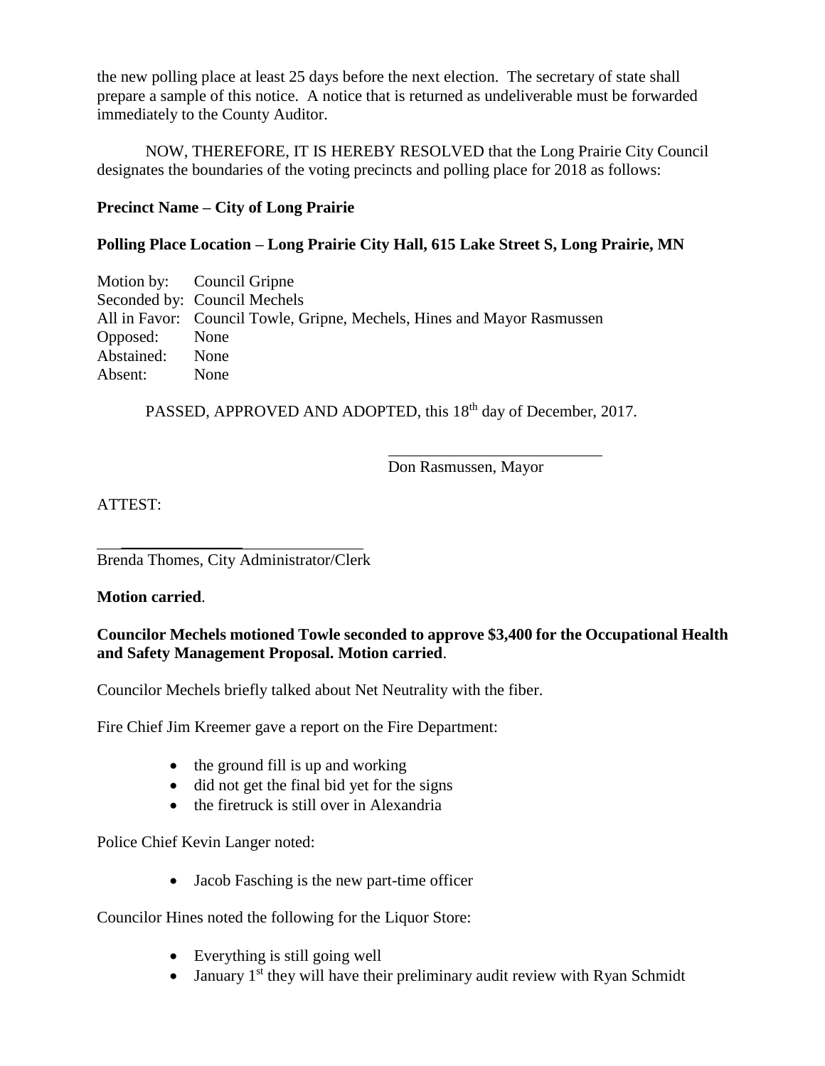the new polling place at least 25 days before the next election. The secretary of state shall prepare a sample of this notice. A notice that is returned as undeliverable must be forwarded immediately to the County Auditor.

NOW, THEREFORE, IT IS HEREBY RESOLVED that the Long Prairie City Council designates the boundaries of the voting precincts and polling place for 2018 as follows:

**Precinct Name – City of Long Prairie**

**Polling Place Location – Long Prairie City Hall, 615 Lake Street S, Long Prairie, MN**

| | |
|---|---|
| Motion by: | Council Gripne |
| Seconded by: | Council Mechels |
| All in Favor: | Council Towle, Gripne, Mechels, Hines and Mayor Rasmussen |
| Opposed: | None |
| Abstained: | None |
| Absent: | None |

PASSED, APPROVED AND ADOPTED, this 18th day of December, 2017.

\_\_\_\_\_\_\_\_\_\_\_\_\_\_\_\_\_\_\_\_\_\_\_\_\_\_
Don Rasmussen, Mayor

ATTEST:

\_\_\_\_\_\_\_\_\_\_\_\_\_\_\_\_\_\_\_\_\_\_\_\_\_\_\_\_\_\_
Brenda Thomes, City Administrator/Clerk

**Motion carried**.

**Councilor Mechels motioned Towle seconded to approve $3,400 for the Occupational Health and Safety Management Proposal. Motion carried**.

Councilor Mechels briefly talked about Net Neutrality with the fiber.

Fire Chief Jim Kreemer gave a report on the Fire Department:

- the ground fill is up and working
- did not get the final bid yet for the signs
- the firetruck is still over in Alexandria

Police Chief Kevin Langer noted:

- Jacob Fasching is the new part-time officer

Councilor Hines noted the following for the Liquor Store:

- Everything is still going well
- January 1st they will have their preliminary audit review with Ryan Schmidt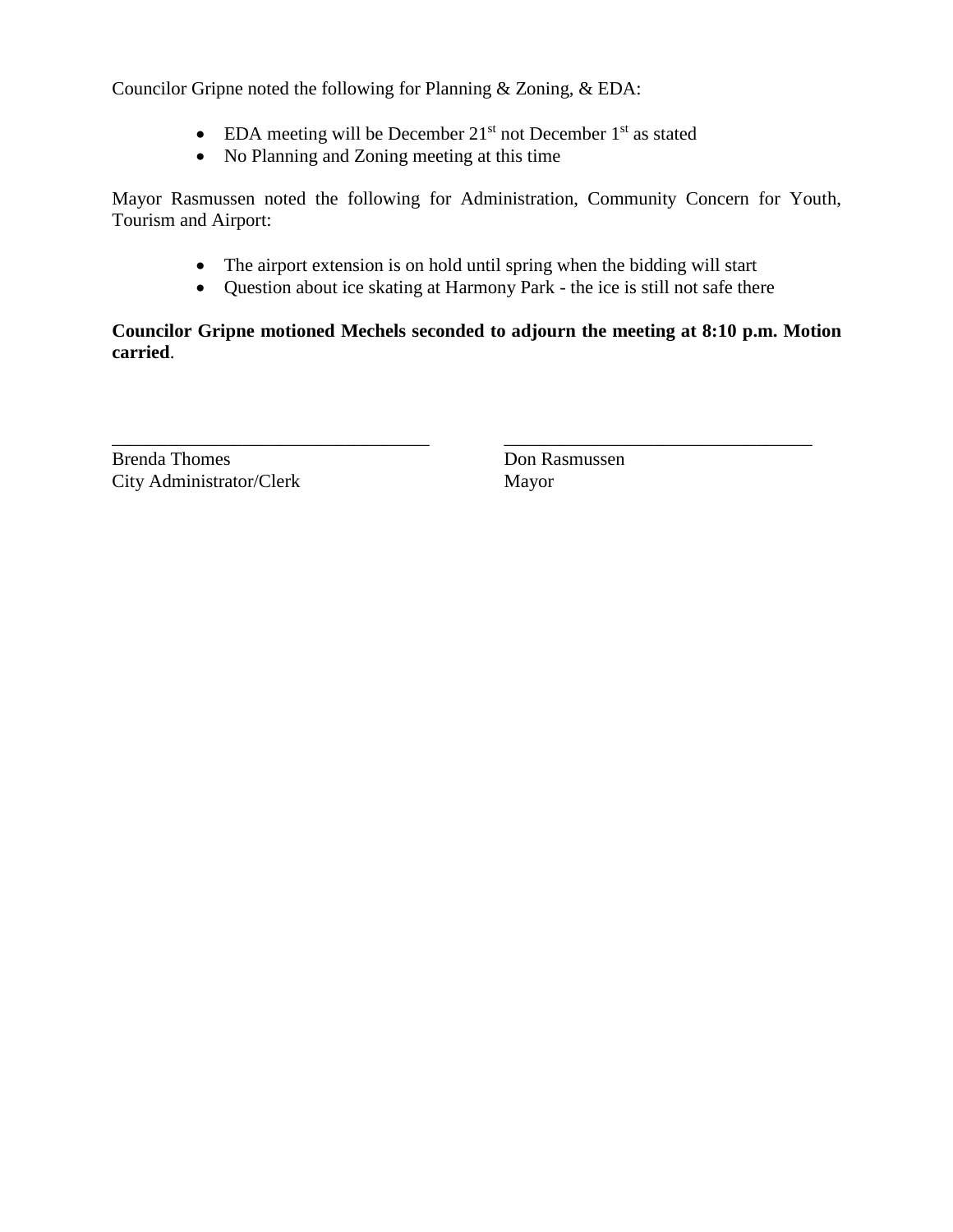Councilor Gripne noted the following for Planning & Zoning, & EDA:

- EDA meeting will be December 21st not December 1st as stated
- No Planning and Zoning meeting at this time

Mayor Rasmussen noted the following for Administration, Community Concern for Youth, Tourism and Airport:

- The airport extension is on hold until spring when the bidding will start
- Question about ice skating at Harmony Park - the ice is still not safe there

**Councilor Gripne motioned Mechels seconded to adjourn the meeting at 8:10 p.m. Motion carried**.

| | |
|---|---|
| ___________________________________ | ___________________________________ |
| Brenda Thomes | Don Rasmussen |
| City Administrator/Clerk | Mayor |